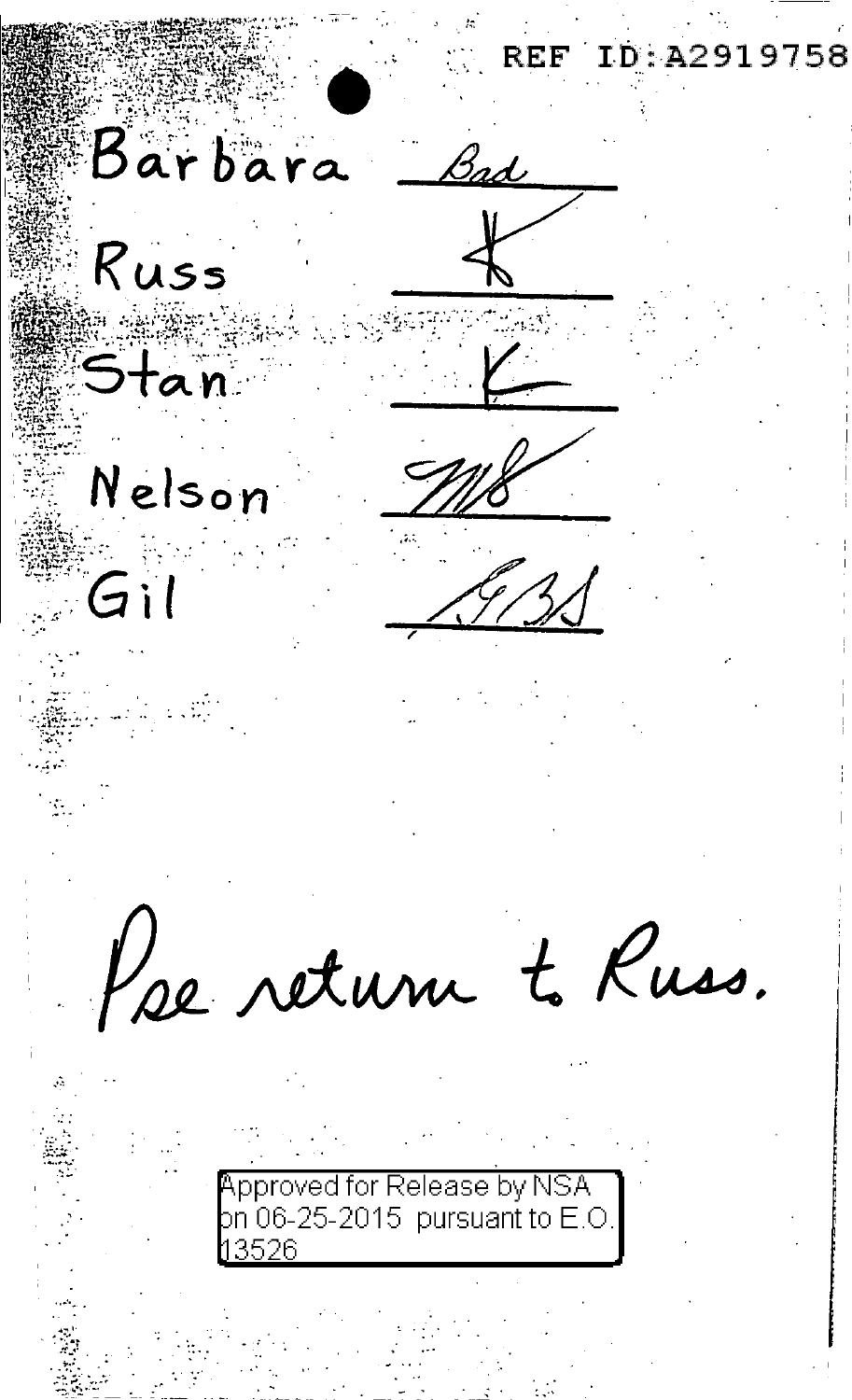REF ID:A2919758

| | |
|---|---|
| Barbara | Bad |
| Russ | K |
| Stan | K |
| Nelson | MB |
| Gil | GBS |

Pse return to Russ.

Approved for Release by NSA on 06-25-2015 pursuant to E.O. 13526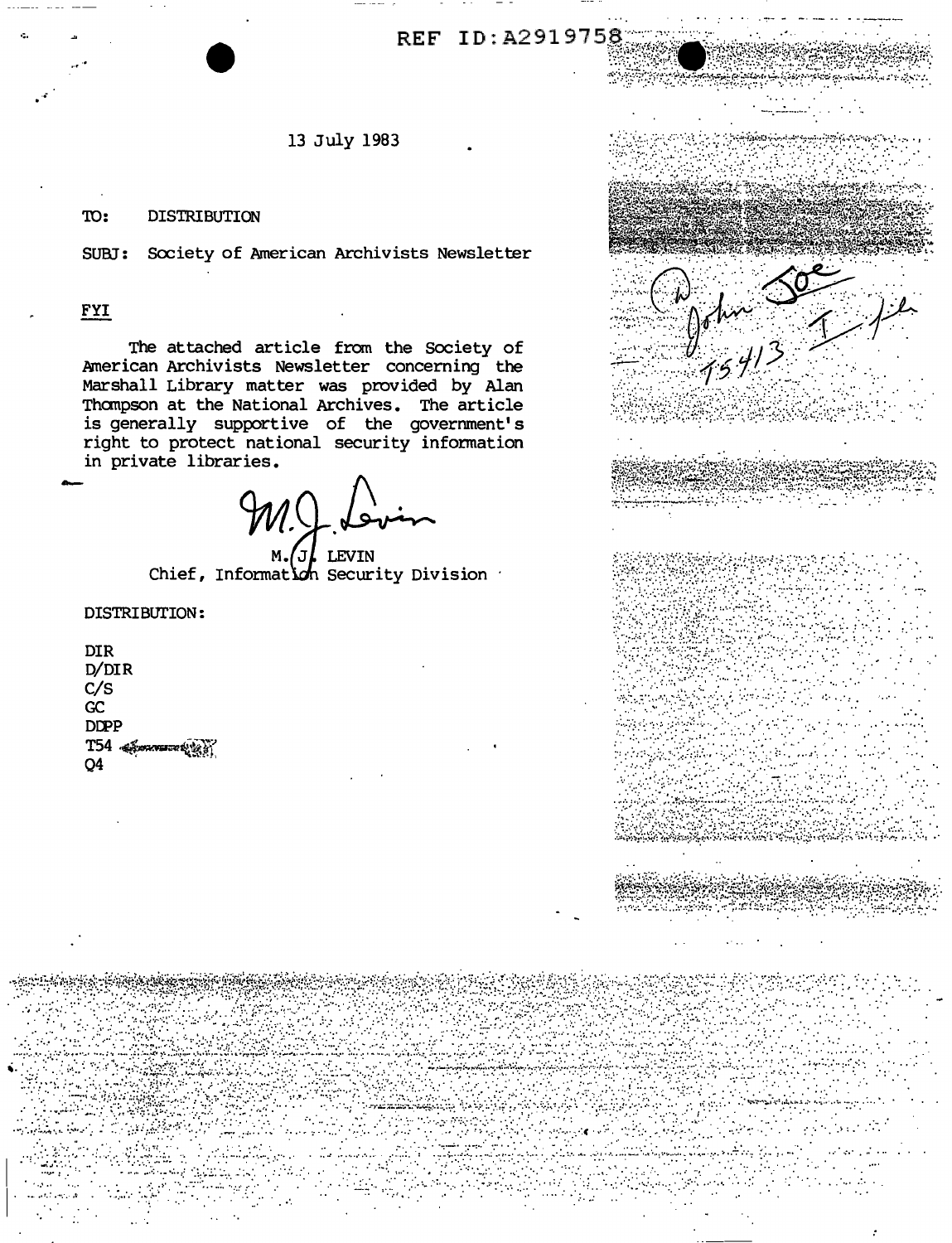REF ID:A2919758

13 July 1983

TO: DISTRIBUTION

SUBJ: Society of American Archivists Newsletter

FYI

The attached article from the Society of American Archivists Newsletter concerning the Marshall Library matter was provided by Alan Thompson at the National Archives. The article is generally supportive of the government's right to protect national security information in private libraries.

M. J. Levin

M. J. LEVIN
Chief, Information Security Division

DISTRIBUTION:

DIR
D/DIR
C/S
GC
DDPP
T54
Q4

John Joe
T54/3
T/file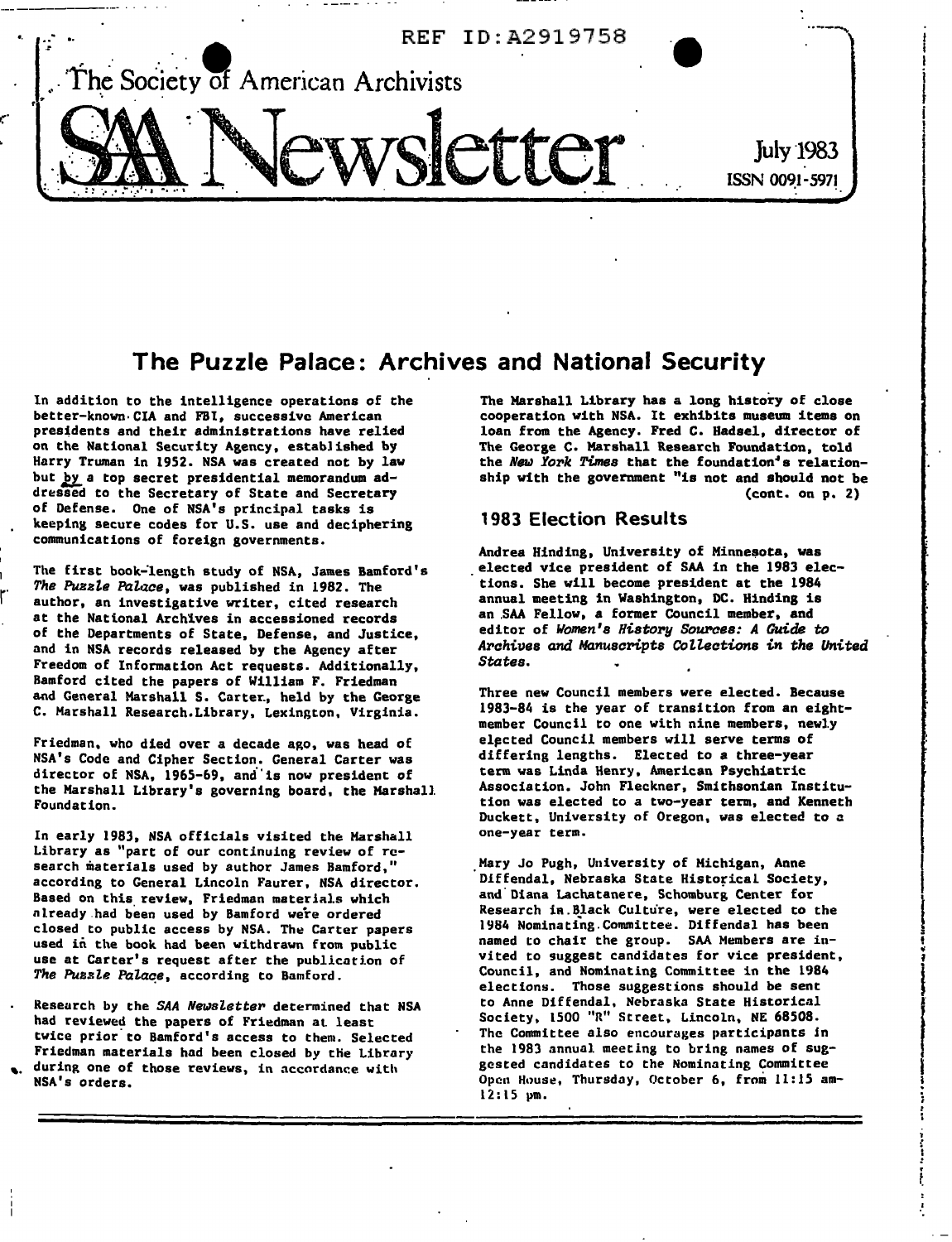REF ID:A2919758

The Society of American Archivists

# SAA Newsletter

July 1983
ISSN 0091-5971

## The Puzzle Palace: Archives and National Security

In addition to the intelligence operations of the better-known CIA and FBI, successive American presidents and their administrations have relied on the National Security Agency, established by Harry Truman in 1952. NSA was created not by law but by a top secret presidential memorandum addressed to the Secretary of State and Secretary of Defense. One of NSA's principal tasks is keeping secure codes for U.S. use and deciphering communications of foreign governments.

The first book-length study of NSA, James Bamford's *The Puzzle Palace*, was published in 1982. The author, an investigative writer, cited research at the National Archives in accessioned records of the Departments of State, Defense, and Justice, and in NSA records released by the Agency after Freedom of Information Act requests. Additionally, Bamford cited the papers of William F. Friedman and General Marshall S. Carter, held by the George C. Marshall Research Library, Lexington, Virginia.

Friedman, who died over a decade ago, was head of NSA's Code and Cipher Section. General Carter was director of NSA, 1965-69, and is now president of the Marshall Library's governing board, the Marshall Foundation.

In early 1983, NSA officials visited the Marshall Library as "part of our continuing review of research materials used by author James Bamford," according to General Lincoln Faurer, NSA director. Based on this review, Friedman materials which already had been used by Bamford were ordered closed to public access by NSA. The Carter papers used in the book had been withdrawn from public use at Carter's request after the publication of *The Puzzle Palace*, according to Bamford.

Research by the *SAA Newsletter* determined that NSA had reviewed the papers of Friedman at least twice prior to Bamford's access to them. Selected Friedman materials had been closed by the Library during one of those reviews, in accordance with NSA's orders.

The Marshall Library has a long history of close cooperation with NSA. It exhibits museum items on loan from the Agency. Fred C. Hadsel, director of The George C. Marshall Research Foundation, told the *New York Times* that the foundation's relationship with the government "is not and should not be

(cont. on p. 2)

### 1983 Election Results

Andrea Hinding, University of Minnesota, was elected vice president of SAA in the 1983 elections. She will become president at the 1984 annual meeting in Washington, DC. Hinding is an SAA Fellow, a former Council member, and editor of *Women's History Sources: A Guide to Archives and Manuscripts Collections in the United States.*

Three new Council members were elected. Because 1983-84 is the year of transition from an eight-member Council to one with nine members, newly elected Council members will serve terms of differing lengths. Elected to a three-year term was Linda Henry, American Psychiatric Association. John Fleckner, Smithsonian Institution was elected to a two-year term, and Kenneth Duckett, University of Oregon, was elected to a one-year term.

Mary Jo Pugh, University of Michigan, Anne Diffendal, Nebraska State Historical Society, and Diana Lachatanere, Schomburg Center for Research in Black Culture, were elected to the 1984 Nominating Committee. Diffendal has been named to chair the group. SAA Members are invited to suggest candidates for vice president, Council, and Nominating Committee in the 1984 elections. Those suggestions should be sent to Anne Diffendal, Nebraska State Historical Society, 1500 "R" Street, Lincoln, NE 68508. The Committee also encourages participants in the 1983 annual meeting to bring names of suggested candidates to the Nominating Committee Open House, Thursday, October 6, from 11:15 am-12:15 pm.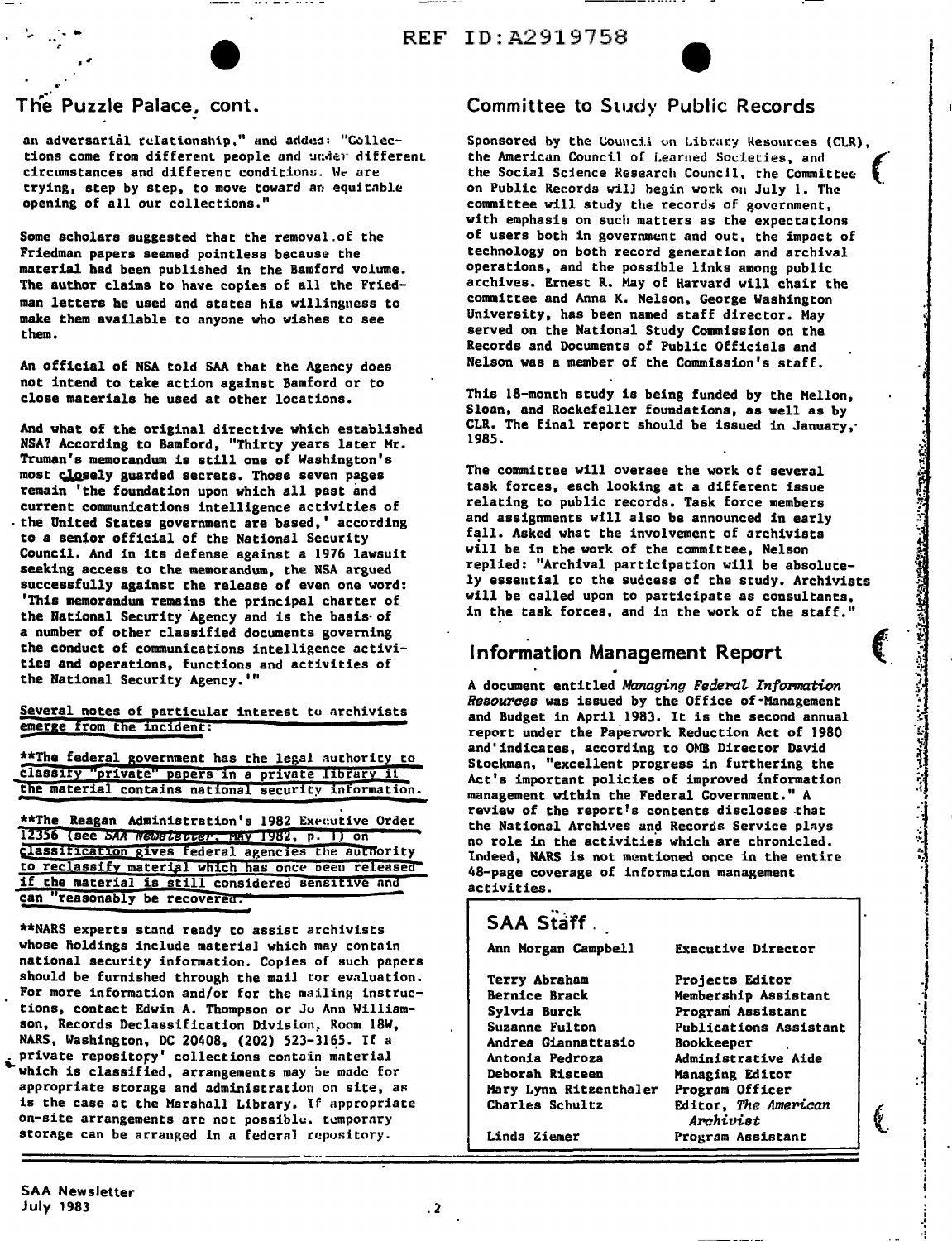## The Puzzle Palace, cont.

an adversarial relationship," and added: "Collections come from different people and under different circumstances and different conditions. We are trying, step by step, to move toward an equitable opening of all our collections."

Some scholars suggested that the removal of the Friedman papers seemed pointless because the material had been published in the Bamford volume. The author claims to have copies of all the Friedman letters he used and states his willingness to make them available to anyone who wishes to see them.

An official of NSA told SAA that the Agency does not intend to take action against Bamford or to close materials he used at other locations.

And what of the original directive which established NSA? According to Bamford, "Thirty years later Mr. Truman's memorandum is still one of Washington's most closely guarded secrets. Those seven pages remain 'the foundation upon which all past and current communications intelligence activities of the United States government are based,' according to a senior official of the National Security Council. And in its defense against a 1976 lawsuit seeking access to the memorandum, the NSA argued successfully against the release of even one word: 'This memorandum remains the principal charter of the National Security Agency and is the basis of a number of other classified documents governing the conduct of communications intelligence activities and operations, functions and activities of the National Security Agency.'"

Several notes of particular interest to archivists emerge from the incident:

**The federal government has the legal authority to classify "private" papers in a private library if the material contains national security information.

**The Reagan Administration's 1982 Executive Order 12356 (see *SAA Newsletter*, May 1982, p. 1) on classification gives federal agencies the authority to reclassify material which has once been released if the material is still considered sensitive and can "reasonably be recovered."

**NARS experts stand ready to assist archivists whose holdings include material which may contain national security information. Copies of such papers should be furnished through the mail for evaluation. For more information and/or for the mailing instructions, contact Edwin A. Thompson or Jo Ann Williamson, Records Declassification Division, Room 18W, NARS, Washington, DC 20408, (202) 523-3165. If a private repository' collections contain material which is classified, arrangements may be made for appropriate storage and administration on site, as is the case at the Marshall Library. If appropriate on-site arrangements are not possible, temporary storage can be arranged in a federal repository.

## Committee to Study Public Records

Sponsored by the Council on Library Resources (CLR), the American Council of Learned Societies, and the Social Science Research Council, the Committee on Public Records will begin work on July 1. The committee will study the records of government, with emphasis on such matters as the expectations of users both in government and out, the impact of technology on both record generation and archival operations, and the possible links among public archives. Ernest R. May of Harvard will chair the committee and Anna K. Nelson, George Washington University, has been named staff director. May served on the National Study Commission on the Records and Documents of Public Officials and Nelson was a member of the Commission's staff.

This 18-month study is being funded by the Mellon, Sloan, and Rockefeller foundations, as well as by CLR. The final report should be issued in January, 1985.

The committee will oversee the work of several task forces, each looking at a different issue relating to public records. Task force members and assignments will also be announced in early fall. Asked what the involvement of archivists will be in the work of the committee, Nelson replied: "Archival participation will be absolutely essential to the success of the study. Archivists will be called upon to participate as consultants, in the task forces, and in the work of the staff."

## Information Management Report

A document entitled *Managing Federal Information Resources* was issued by the Office of Management and Budget in April 1983. It is the second annual report under the Paperwork Reduction Act of 1980 and indicates, according to OMB Director David Stockman, "excellent progress in furthering the Act's important policies of improved information management within the Federal Government." A review of the report's contents discloses that the National Archives and Records Service plays no role in the activities which are chronicled. Indeed, NARS is not mentioned once in the entire 48-page coverage of information management activities.

### SAA Staff

| | |
|---|---|
| Ann Morgan Campbell | Executive Director |
| Terry Abraham | Projects Editor |
| Bernice Brack | Membership Assistant |
| Sylvia Burck | Program Assistant |
| Suzanne Fulton | Publications Assistant |
| Andrea Giannattasio | Bookkeeper |
| Antonia Pedroza | Administrative Aide |
| Deborah Risteen | Managing Editor |
| Mary Lynn Ritzenthaler | Program Officer |
| Charles Schultz | Editor, *The American Archivist* |
| Linda Ziemer | Program Assistant |